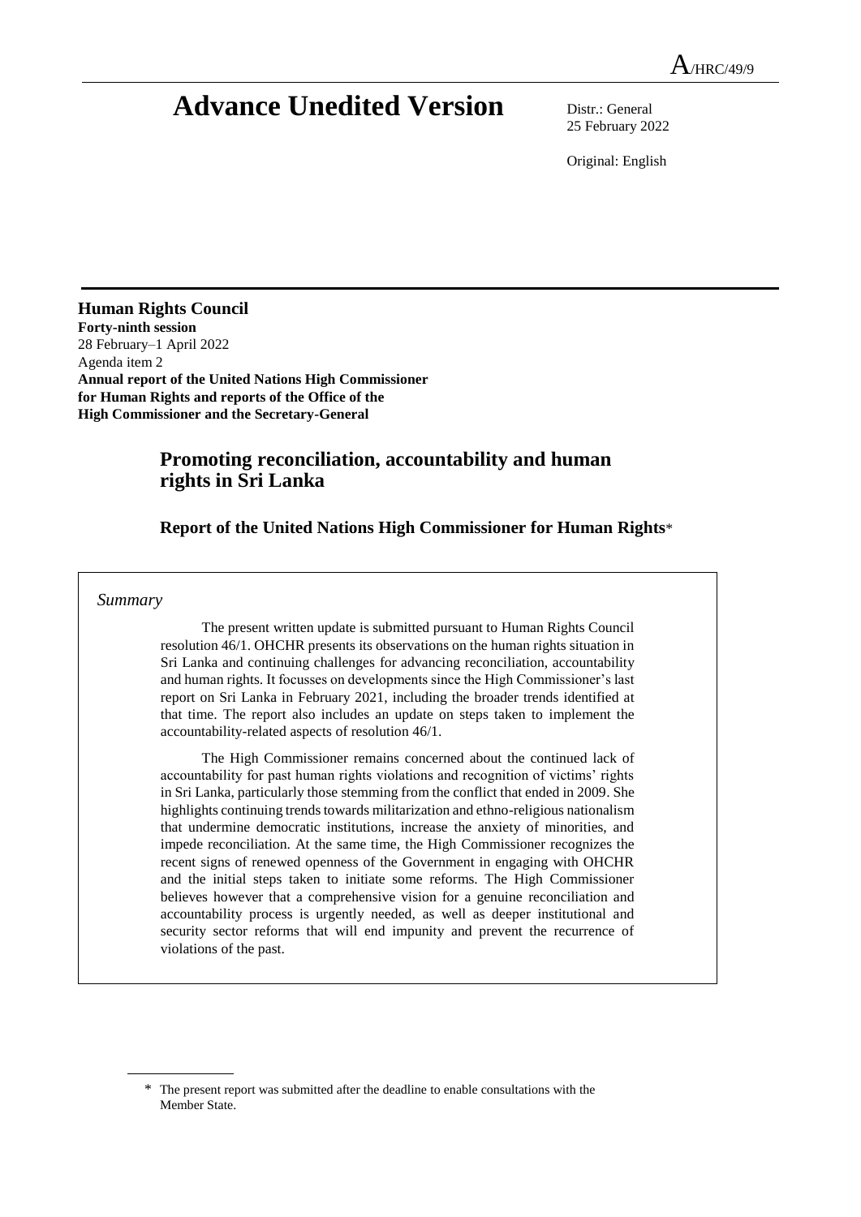A/HRC/49/9

# Advance Unedited Version

Distr.: General
25 February 2022

Original: English

**Human Rights Council**
**Forty-ninth session**
28 February–1 April 2022
Agenda item 2
**Annual report of the United Nations High Commissioner for Human Rights and reports of the Office of the High Commissioner and the Secretary-General**

## Promoting reconciliation, accountability and human rights in Sri Lanka

### Report of the United Nations High Commissioner for Human Rights*

*Summary*

The present written update is submitted pursuant to Human Rights Council resolution 46/1. OHCHR presents its observations on the human rights situation in Sri Lanka and continuing challenges for advancing reconciliation, accountability and human rights. It focusses on developments since the High Commissioner's last report on Sri Lanka in February 2021, including the broader trends identified at that time. The report also includes an update on steps taken to implement the accountability-related aspects of resolution 46/1.

The High Commissioner remains concerned about the continued lack of accountability for past human rights violations and recognition of victims' rights in Sri Lanka, particularly those stemming from the conflict that ended in 2009. She highlights continuing trends towards militarization and ethno-religious nationalism that undermine democratic institutions, increase the anxiety of minorities, and impede reconciliation. At the same time, the High Commissioner recognizes the recent signs of renewed openness of the Government in engaging with OHCHR and the initial steps taken to initiate some reforms. The High Commissioner believes however that a comprehensive vision for a genuine reconciliation and accountability process is urgently needed, as well as deeper institutional and security sector reforms that will end impunity and prevent the recurrence of violations of the past.

\* The present report was submitted after the deadline to enable consultations with the Member State.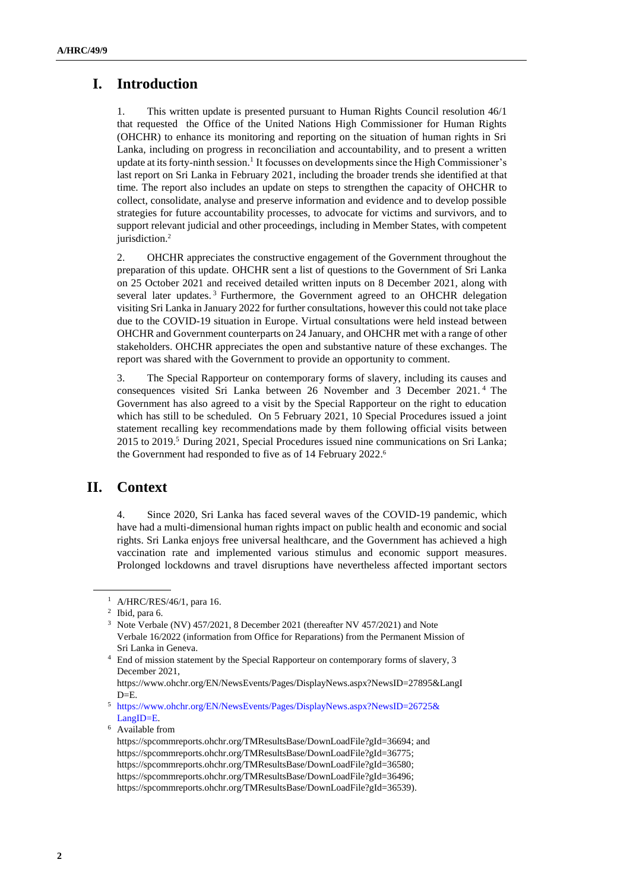# I. Introduction

1. This written update is presented pursuant to Human Rights Council resolution 46/1 that requested the Office of the United Nations High Commissioner for Human Rights (OHCHR) to enhance its monitoring and reporting on the situation of human rights in Sri Lanka, including on progress in reconciliation and accountability, and to present a written update at its forty-ninth session.[1] It focusses on developments since the High Commissioner's last report on Sri Lanka in February 2021, including the broader trends she identified at that time. The report also includes an update on steps to strengthen the capacity of OHCHR to collect, consolidate, analyse and preserve information and evidence and to develop possible strategies for future accountability processes, to advocate for victims and survivors, and to support relevant judicial and other proceedings, including in Member States, with competent jurisdiction.[2]

2. OHCHR appreciates the constructive engagement of the Government throughout the preparation of this update. OHCHR sent a list of questions to the Government of Sri Lanka on 25 October 2021 and received detailed written inputs on 8 December 2021, along with several later updates.[3] Furthermore, the Government agreed to an OHCHR delegation visiting Sri Lanka in January 2022 for further consultations, however this could not take place due to the COVID-19 situation in Europe. Virtual consultations were held instead between OHCHR and Government counterparts on 24 January, and OHCHR met with a range of other stakeholders. OHCHR appreciates the open and substantive nature of these exchanges. The report was shared with the Government to provide an opportunity to comment.

3. The Special Rapporteur on contemporary forms of slavery, including its causes and consequences visited Sri Lanka between 26 November and 3 December 2021.[4] The Government has also agreed to a visit by the Special Rapporteur on the right to education which has still to be scheduled. On 5 February 2021, 10 Special Procedures issued a joint statement recalling key recommendations made by them following official visits between 2015 to 2019.[5] During 2021, Special Procedures issued nine communications on Sri Lanka; the Government had responded to five as of 14 February 2022.[6]

# II. Context

4. Since 2020, Sri Lanka has faced several waves of the COVID-19 pandemic, which have had a multi-dimensional human rights impact on public health and economic and social rights. Sri Lanka enjoys free universal healthcare, and the Government has achieved a high vaccination rate and implemented various stimulus and economic support measures. Prolonged lockdowns and travel disruptions have nevertheless affected important sectors

---

[1] A/HRC/RES/46/1, para 16.

[2] Ibid, para 6.

[3] Note Verbale (NV) 457/2021, 8 December 2021 (thereafter NV 457/2021) and Note Verbale 16/2022 (information from Office for Reparations) from the Permanent Mission of Sri Lanka in Geneva.

[4] End of mission statement by the Special Rapporteur on contemporary forms of slavery, 3 December 2021, https://www.ohchr.org/EN/NewsEvents/Pages/DisplayNews.aspx?NewsID=27895&LangID=E.

[5] https://www.ohchr.org/EN/NewsEvents/Pages/DisplayNews.aspx?NewsID=26725&LangID=E.

[6] Available from https://spcommreports.ohchr.org/TMResultsBase/DownLoadFile?gId=36694; and https://spcommreports.ohchr.org/TMResultsBase/DownLoadFile?gId=36775; https://spcommreports.ohchr.org/TMResultsBase/DownLoadFile?gId=36580; https://spcommreports.ohchr.org/TMResultsBase/DownLoadFile?gId=36496; https://spcommreports.ohchr.org/TMResultsBase/DownLoadFile?gId=36539).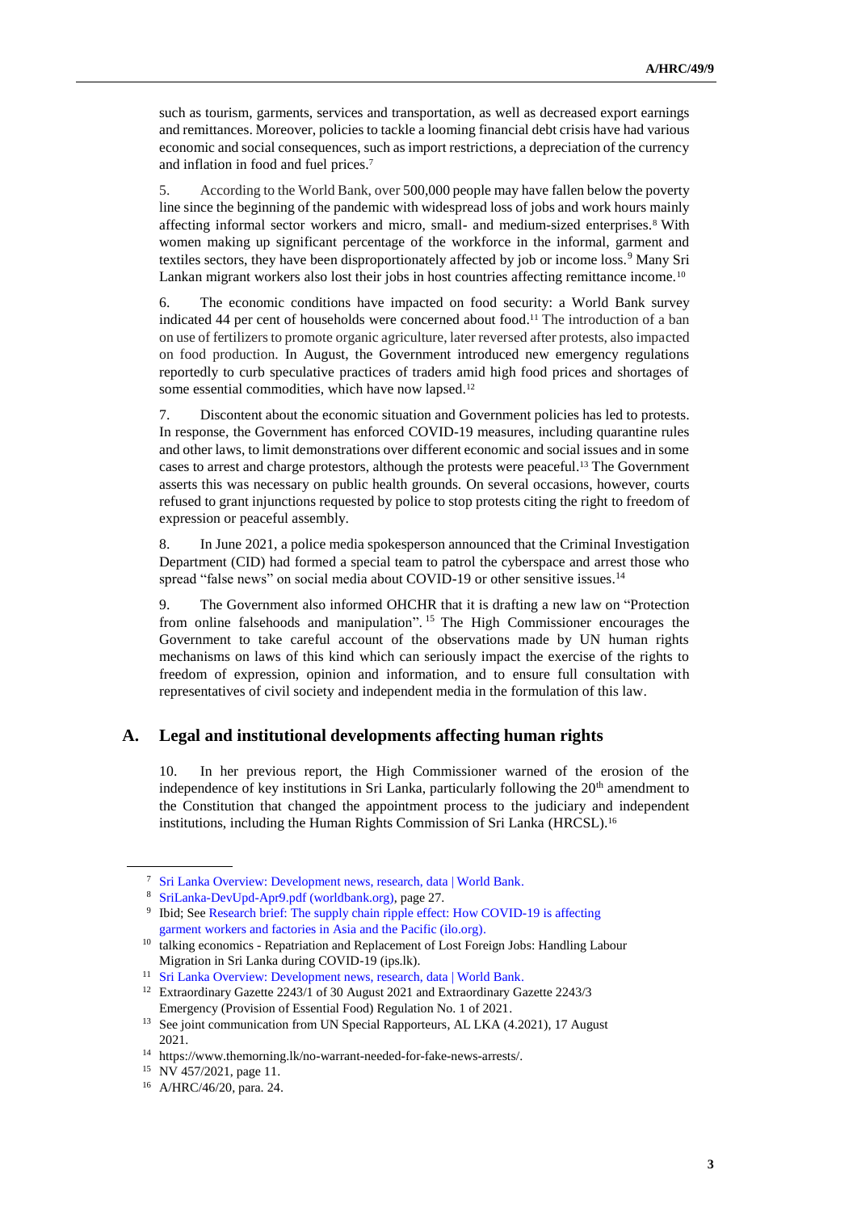such as tourism, garments, services and transportation, as well as decreased export earnings and remittances. Moreover, policies to tackle a looming financial debt crisis have had various economic and social consequences, such as import restrictions, a depreciation of the currency and inflation in food and fuel prices.[7]

5. According to the World Bank, over 500,000 people may have fallen below the poverty line since the beginning of the pandemic with widespread loss of jobs and work hours mainly affecting informal sector workers and micro, small- and medium-sized enterprises.[8] With women making up significant percentage of the workforce in the informal, garment and textiles sectors, they have been disproportionately affected by job or income loss.[9] Many Sri Lankan migrant workers also lost their jobs in host countries affecting remittance income.[10]

6. The economic conditions have impacted on food security: a World Bank survey indicated 44 per cent of households were concerned about food.[11] The introduction of a ban on use of fertilizers to promote organic agriculture, later reversed after protests, also impacted on food production. In August, the Government introduced new emergency regulations reportedly to curb speculative practices of traders amid high food prices and shortages of some essential commodities, which have now lapsed.[12]

7. Discontent about the economic situation and Government policies has led to protests. In response, the Government has enforced COVID-19 measures, including quarantine rules and other laws, to limit demonstrations over different economic and social issues and in some cases to arrest and charge protestors, although the protests were peaceful.[13] The Government asserts this was necessary on public health grounds. On several occasions, however, courts refused to grant injunctions requested by police to stop protests citing the right to freedom of expression or peaceful assembly.

8. In June 2021, a police media spokesperson announced that the Criminal Investigation Department (CID) had formed a special team to patrol the cyberspace and arrest those who spread "false news" on social media about COVID-19 or other sensitive issues.[14]

9. The Government also informed OHCHR that it is drafting a new law on "Protection from online falsehoods and manipulation".[15] The High Commissioner encourages the Government to take careful account of the observations made by UN human rights mechanisms on laws of this kind which can seriously impact the exercise of the rights to freedom of expression, opinion and information, and to ensure full consultation with representatives of civil society and independent media in the formulation of this law.

## A. Legal and institutional developments affecting human rights

10. In her previous report, the High Commissioner warned of the erosion of the independence of key institutions in Sri Lanka, particularly following the 20th amendment to the Constitution that changed the appointment process to the judiciary and independent institutions, including the Human Rights Commission of Sri Lanka (HRCSL).[16]

---

[7] Sri Lanka Overview: Development news, research, data | World Bank.

[8] SriLanka-DevUpd-Apr9.pdf (worldbank.org), page 27.

[9] Ibid; See Research brief: The supply chain ripple effect: How COVID-19 is affecting garment workers and factories in Asia and the Pacific (ilo.org).

[10] talking economics - Repatriation and Replacement of Lost Foreign Jobs: Handling Labour Migration in Sri Lanka during COVID-19 (ips.lk).

[11] Sri Lanka Overview: Development news, research, data | World Bank.

[12] Extraordinary Gazette 2243/1 of 30 August 2021 and Extraordinary Gazette 2243/3 Emergency (Provision of Essential Food) Regulation No. 1 of 2021.

[13] See joint communication from UN Special Rapporteurs, AL LKA (4.2021), 17 August 2021.

[14] https://www.themorning.lk/no-warrant-needed-for-fake-news-arrests/.

[15] NV 457/2021, page 11.

[16] A/HRC/46/20, para. 24.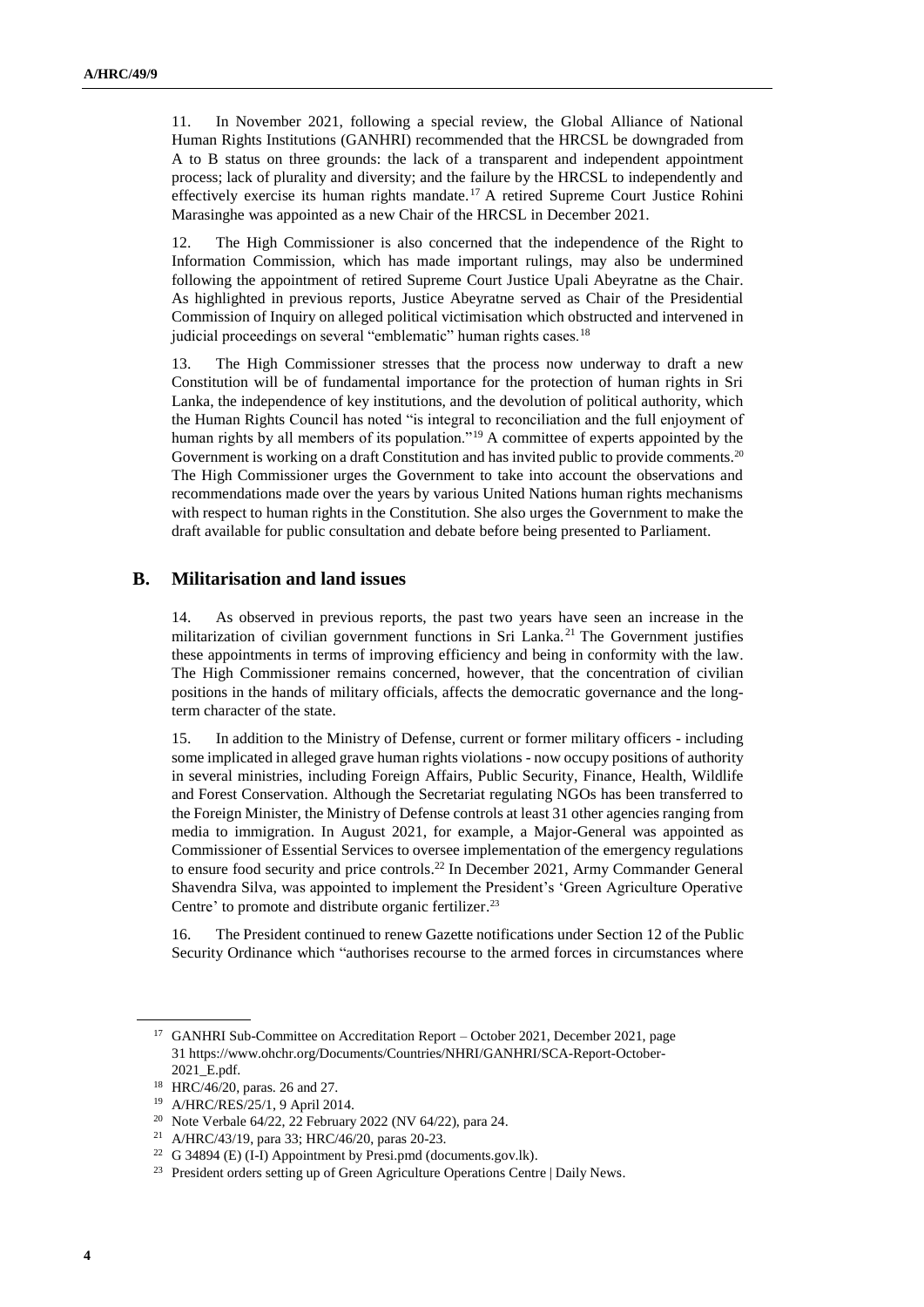11. In November 2021, following a special review, the Global Alliance of National Human Rights Institutions (GANHRI) recommended that the HRCSL be downgraded from A to B status on three grounds: the lack of a transparent and independent appointment process; lack of plurality and diversity; and the failure by the HRCSL to independently and effectively exercise its human rights mandate.[17] A retired Supreme Court Justice Rohini Marasinghe was appointed as a new Chair of the HRCSL in December 2021.

12. The High Commissioner is also concerned that the independence of the Right to Information Commission, which has made important rulings, may also be undermined following the appointment of retired Supreme Court Justice Upali Abeyratne as the Chair. As highlighted in previous reports, Justice Abeyratne served as Chair of the Presidential Commission of Inquiry on alleged political victimisation which obstructed and intervened in judicial proceedings on several "emblematic" human rights cases.[18]

13. The High Commissioner stresses that the process now underway to draft a new Constitution will be of fundamental importance for the protection of human rights in Sri Lanka, the independence of key institutions, and the devolution of political authority, which the Human Rights Council has noted "is integral to reconciliation and the full enjoyment of human rights by all members of its population."[19] A committee of experts appointed by the Government is working on a draft Constitution and has invited public to provide comments.[20] The High Commissioner urges the Government to take into account the observations and recommendations made over the years by various United Nations human rights mechanisms with respect to human rights in the Constitution. She also urges the Government to make the draft available for public consultation and debate before being presented to Parliament.

## B. Militarisation and land issues

14. As observed in previous reports, the past two years have seen an increase in the militarization of civilian government functions in Sri Lanka.[21] The Government justifies these appointments in terms of improving efficiency and being in conformity with the law. The High Commissioner remains concerned, however, that the concentration of civilian positions in the hands of military officials, affects the democratic governance and the long-term character of the state.

15. In addition to the Ministry of Defense, current or former military officers - including some implicated in alleged grave human rights violations - now occupy positions of authority in several ministries, including Foreign Affairs, Public Security, Finance, Health, Wildlife and Forest Conservation. Although the Secretariat regulating NGOs has been transferred to the Foreign Minister, the Ministry of Defense controls at least 31 other agencies ranging from media to immigration. In August 2021, for example, a Major-General was appointed as Commissioner of Essential Services to oversee implementation of the emergency regulations to ensure food security and price controls.[22] In December 2021, Army Commander General Shavendra Silva, was appointed to implement the President's 'Green Agriculture Operative Centre' to promote and distribute organic fertilizer.[23]

16. The President continued to renew Gazette notifications under Section 12 of the Public Security Ordinance which "authorises recourse to the armed forces in circumstances where

---

[17] GANHRI Sub-Committee on Accreditation Report – October 2021, December 2021, page 31 https://www.ohchr.org/Documents/Countries/NHRI/GANHRI/SCA-Report-October-2021_E.pdf.

[18] HRC/46/20, paras. 26 and 27.

[19] A/HRC/RES/25/1, 9 April 2014.

[20] Note Verbale 64/22, 22 February 2022 (NV 64/22), para 24.

[21] A/HRC/43/19, para 33; HRC/46/20, paras 20-23.

[22] G 34894 (E) (I-I) Appointment by Presi.pmd (documents.gov.lk).

[23] President orders setting up of Green Agriculture Operations Centre | Daily News.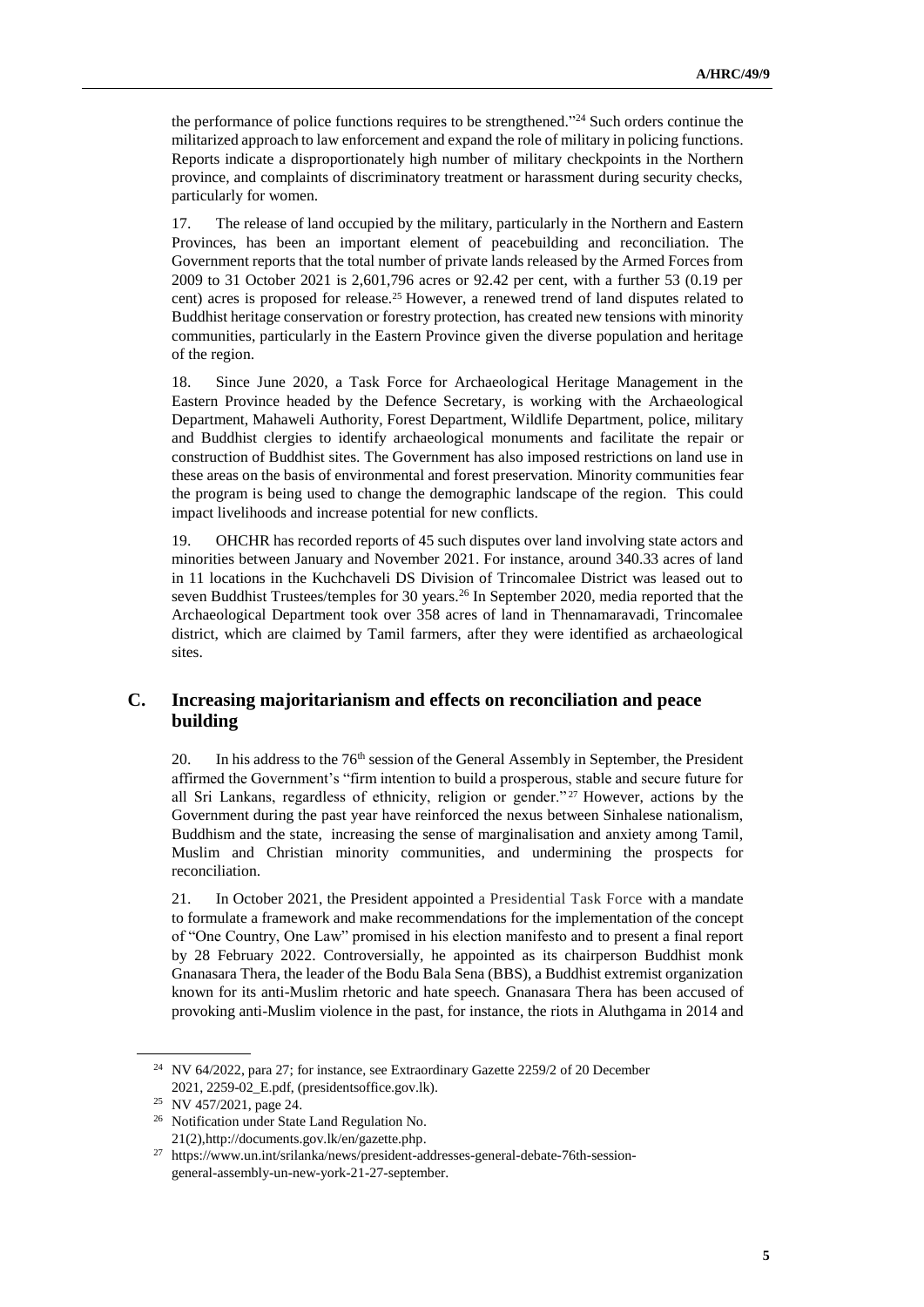the performance of police functions requires to be strengthened."[24] Such orders continue the militarized approach to law enforcement and expand the role of military in policing functions. Reports indicate a disproportionately high number of military checkpoints in the Northern province, and complaints of discriminatory treatment or harassment during security checks, particularly for women.

17. The release of land occupied by the military, particularly in the Northern and Eastern Provinces, has been an important element of peacebuilding and reconciliation. The Government reports that the total number of private lands released by the Armed Forces from 2009 to 31 October 2021 is 2,601,796 acres or 92.42 per cent, with a further 53 (0.19 per cent) acres is proposed for release.[25] However, a renewed trend of land disputes related to Buddhist heritage conservation or forestry protection, has created new tensions with minority communities, particularly in the Eastern Province given the diverse population and heritage of the region.

18. Since June 2020, a Task Force for Archaeological Heritage Management in the Eastern Province headed by the Defence Secretary, is working with the Archaeological Department, Mahaweli Authority, Forest Department, Wildlife Department, police, military and Buddhist clergies to identify archaeological monuments and facilitate the repair or construction of Buddhist sites. The Government has also imposed restrictions on land use in these areas on the basis of environmental and forest preservation. Minority communities fear the program is being used to change the demographic landscape of the region. This could impact livelihoods and increase potential for new conflicts.

19. OHCHR has recorded reports of 45 such disputes over land involving state actors and minorities between January and November 2021. For instance, around 340.33 acres of land in 11 locations in the Kuchchaveli DS Division of Trincomalee District was leased out to seven Buddhist Trustees/temples for 30 years.[26] In September 2020, media reported that the Archaeological Department took over 358 acres of land in Thennamaravadi, Trincomalee district, which are claimed by Tamil farmers, after they were identified as archaeological sites.

## C. Increasing majoritarianism and effects on reconciliation and peace building

20. In his address to the 76th session of the General Assembly in September, the President affirmed the Government's "firm intention to build a prosperous, stable and secure future for all Sri Lankans, regardless of ethnicity, religion or gender."[27] However, actions by the Government during the past year have reinforced the nexus between Sinhalese nationalism, Buddhism and the state, increasing the sense of marginalisation and anxiety among Tamil, Muslim and Christian minority communities, and undermining the prospects for reconciliation.

21. In October 2021, the President appointed a Presidential Task Force with a mandate to formulate a framework and make recommendations for the implementation of the concept of "One Country, One Law" promised in his election manifesto and to present a final report by 28 February 2022. Controversially, he appointed as its chairperson Buddhist monk Gnanasara Thera, the leader of the Bodu Bala Sena (BBS), a Buddhist extremist organization known for its anti-Muslim rhetoric and hate speech. Gnanasara Thera has been accused of provoking anti-Muslim violence in the past, for instance, the riots in Aluthgama in 2014 and

---

[24] NV 64/2022, para 27; for instance, see Extraordinary Gazette 2259/2 of 20 December 2021, 2259-02_E.pdf, (presidentsoffice.gov.lk).

[25] NV 457/2021, page 24.

[26] Notification under State Land Regulation No. 21(2),http://documents.gov.lk/en/gazette.php.

[27] https://www.un.int/srilanka/news/president-addresses-general-debate-76th-session-general-assembly-un-new-york-21-27-september.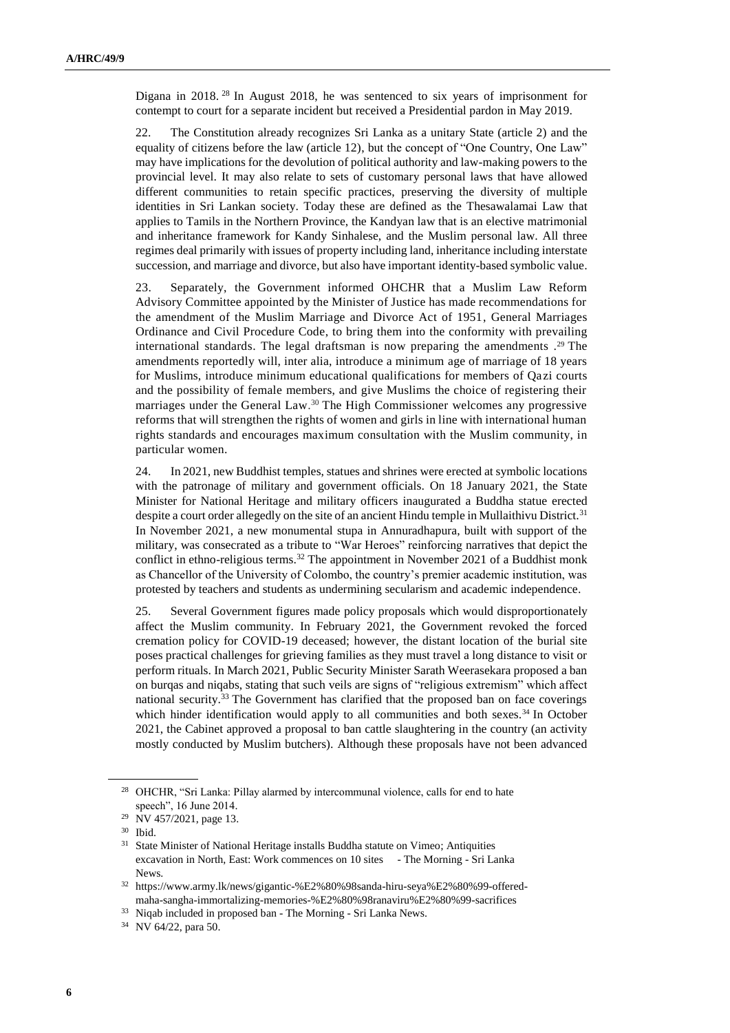Digana in 2018.[28] In August 2018, he was sentenced to six years of imprisonment for contempt to court for a separate incident but received a Presidential pardon in May 2019.

22. The Constitution already recognizes Sri Lanka as a unitary State (article 2) and the equality of citizens before the law (article 12), but the concept of "One Country, One Law" may have implications for the devolution of political authority and law-making powers to the provincial level. It may also relate to sets of customary personal laws that have allowed different communities to retain specific practices, preserving the diversity of multiple identities in Sri Lankan society. Today these are defined as the Thesawalamai Law that applies to Tamils in the Northern Province, the Kandyan law that is an elective matrimonial and inheritance framework for Kandy Sinhalese, and the Muslim personal law. All three regimes deal primarily with issues of property including land, inheritance including interstate succession, and marriage and divorce, but also have important identity-based symbolic value.

23. Separately, the Government informed OHCHR that a Muslim Law Reform Advisory Committee appointed by the Minister of Justice has made recommendations for the amendment of the Muslim Marriage and Divorce Act of 1951, General Marriages Ordinance and Civil Procedure Code, to bring them into the conformity with prevailing international standards. The legal draftsman is now preparing the amendments .[29] The amendments reportedly will, inter alia, introduce a minimum age of marriage of 18 years for Muslims, introduce minimum educational qualifications for members of Qazi courts and the possibility of female members, and give Muslims the choice of registering their marriages under the General Law.[30] The High Commissioner welcomes any progressive reforms that will strengthen the rights of women and girls in line with international human rights standards and encourages maximum consultation with the Muslim community, in particular women.

24. In 2021, new Buddhist temples, statues and shrines were erected at symbolic locations with the patronage of military and government officials. On 18 January 2021, the State Minister for National Heritage and military officers inaugurated a Buddha statue erected despite a court order allegedly on the site of an ancient Hindu temple in Mullaithivu District.[31] In November 2021, a new monumental stupa in Annuradhapura, built with support of the military, was consecrated as a tribute to "War Heroes" reinforcing narratives that depict the conflict in ethno-religious terms.[32] The appointment in November 2021 of a Buddhist monk as Chancellor of the University of Colombo, the country's premier academic institution, was protested by teachers and students as undermining secularism and academic independence.

25. Several Government figures made policy proposals which would disproportionately affect the Muslim community. In February 2021, the Government revoked the forced cremation policy for COVID-19 deceased; however, the distant location of the burial site poses practical challenges for grieving families as they must travel a long distance to visit or perform rituals. In March 2021, Public Security Minister Sarath Weerasekara proposed a ban on burqas and niqabs, stating that such veils are signs of "religious extremism" which affect national security.[33] The Government has clarified that the proposed ban on face coverings which hinder identification would apply to all communities and both sexes.[34] In October 2021, the Cabinet approved a proposal to ban cattle slaughtering in the country (an activity mostly conducted by Muslim butchers). Although these proposals have not been advanced

---

[28] OHCHR, "Sri Lanka: Pillay alarmed by intercommunal violence, calls for end to hate speech", 16 June 2014.

[29] NV 457/2021, page 13.

[30] Ibid.

[31] State Minister of National Heritage installs Buddha statute on Vimeo; Antiquities excavation in North, East: Work commences on 10 sites - The Morning - Sri Lanka News.

[32] https://www.army.lk/news/gigantic-%E2%80%98sanda-hiru-seya%E2%80%99-offered-maha-sangha-immortalizing-memories-%E2%80%98ranaviru%E2%80%99-sacrifices

[33] Niqab included in proposed ban - The Morning - Sri Lanka News.

[34] NV 64/22, para 50.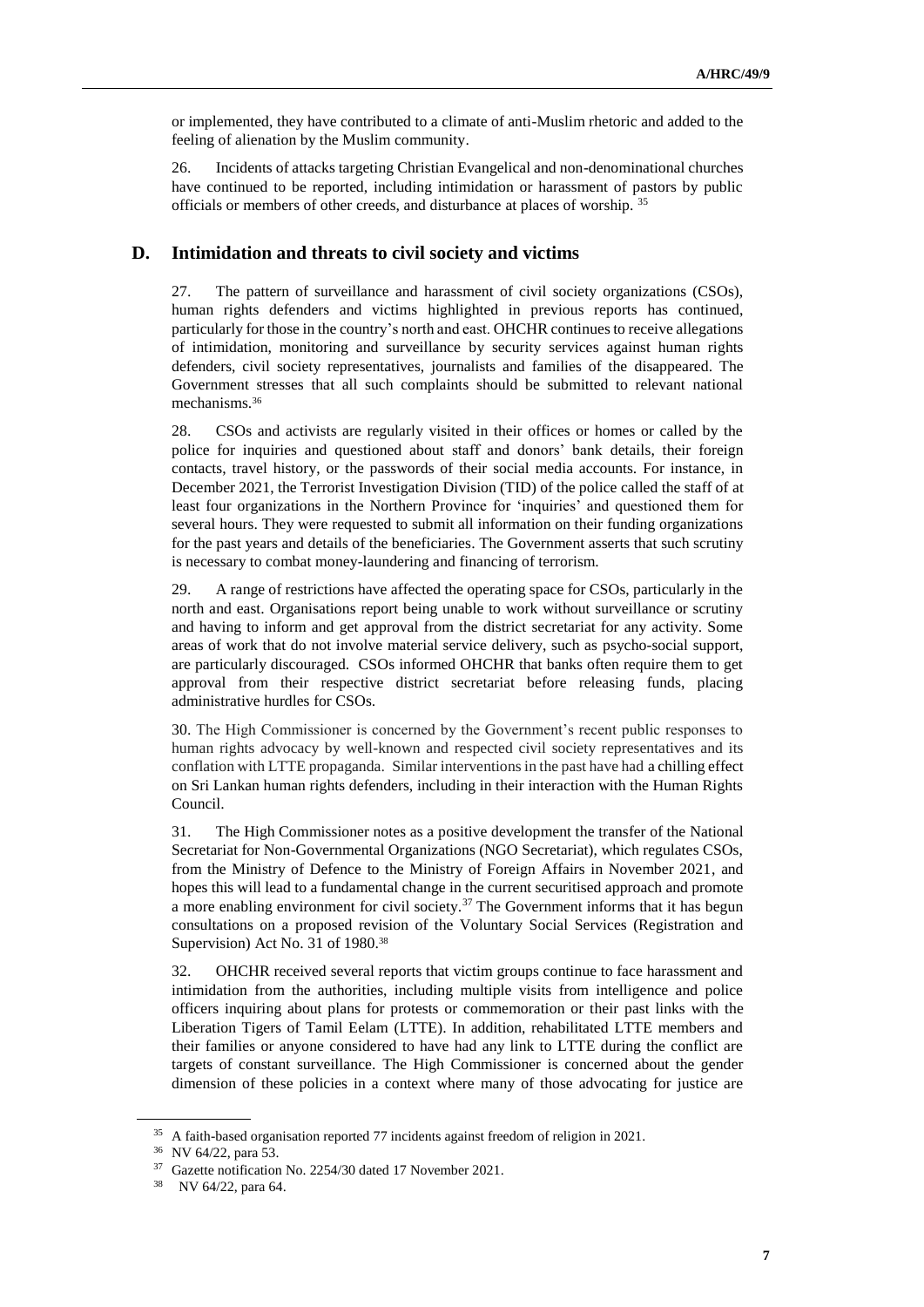or implemented, they have contributed to a climate of anti-Muslim rhetoric and added to the feeling of alienation by the Muslim community.

26. Incidents of attacks targeting Christian Evangelical and non-denominational churches have continued to be reported, including intimidation or harassment of pastors by public officials or members of other creeds, and disturbance at places of worship. [35]

## D. Intimidation and threats to civil society and victims

27. The pattern of surveillance and harassment of civil society organizations (CSOs), human rights defenders and victims highlighted in previous reports has continued, particularly for those in the country's north and east. OHCHR continues to receive allegations of intimidation, monitoring and surveillance by security services against human rights defenders, civil society representatives, journalists and families of the disappeared. The Government stresses that all such complaints should be submitted to relevant national mechanisms.[36]

28. CSOs and activists are regularly visited in their offices or homes or called by the police for inquiries and questioned about staff and donors' bank details, their foreign contacts, travel history, or the passwords of their social media accounts. For instance, in December 2021, the Terrorist Investigation Division (TID) of the police called the staff of at least four organizations in the Northern Province for 'inquiries' and questioned them for several hours. They were requested to submit all information on their funding organizations for the past years and details of the beneficiaries. The Government asserts that such scrutiny is necessary to combat money-laundering and financing of terrorism.

29. A range of restrictions have affected the operating space for CSOs, particularly in the north and east. Organisations report being unable to work without surveillance or scrutiny and having to inform and get approval from the district secretariat for any activity. Some areas of work that do not involve material service delivery, such as psycho-social support, are particularly discouraged. CSOs informed OHCHR that banks often require them to get approval from their respective district secretariat before releasing funds, placing administrative hurdles for CSOs.

30. The High Commissioner is concerned by the Government's recent public responses to human rights advocacy by well-known and respected civil society representatives and its conflation with LTTE propaganda. Similar interventions in the past have had a chilling effect on Sri Lankan human rights defenders, including in their interaction with the Human Rights Council.

31. The High Commissioner notes as a positive development the transfer of the National Secretariat for Non-Governmental Organizations (NGO Secretariat), which regulates CSOs, from the Ministry of Defence to the Ministry of Foreign Affairs in November 2021, and hopes this will lead to a fundamental change in the current securitised approach and promote a more enabling environment for civil society.[37] The Government informs that it has begun consultations on a proposed revision of the Voluntary Social Services (Registration and Supervision) Act No. 31 of 1980.[38]

32. OHCHR received several reports that victim groups continue to face harassment and intimidation from the authorities, including multiple visits from intelligence and police officers inquiring about plans for protests or commemoration or their past links with the Liberation Tigers of Tamil Eelam (LTTE). In addition, rehabilitated LTTE members and their families or anyone considered to have had any link to LTTE during the conflict are targets of constant surveillance. The High Commissioner is concerned about the gender dimension of these policies in a context where many of those advocating for justice are

[35] A faith-based organisation reported 77 incidents against freedom of religion in 2021.

[36] NV 64/22, para 53.

[37] Gazette notification No. 2254/30 dated 17 November 2021.

[38] NV 64/22, para 64.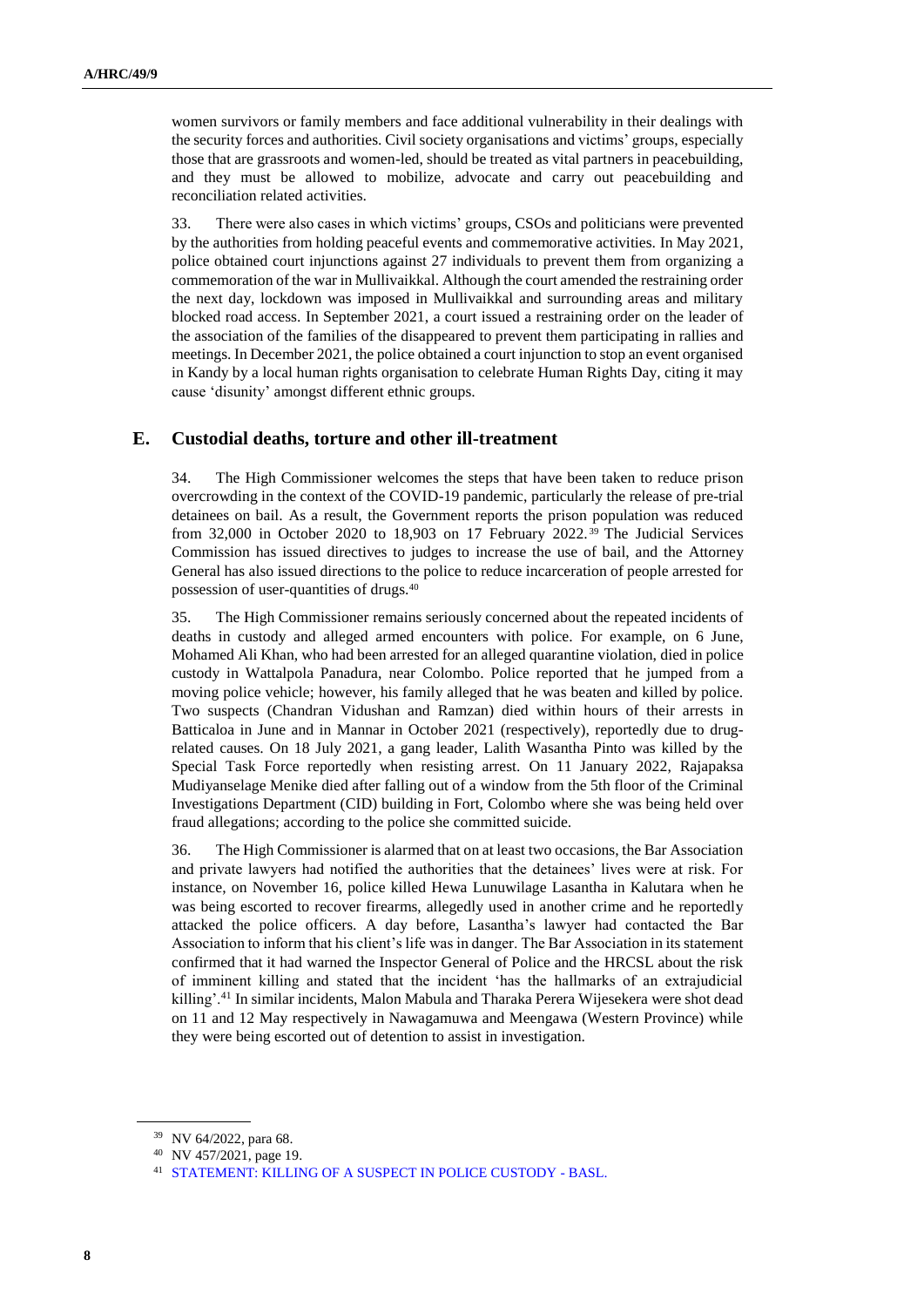women survivors or family members and face additional vulnerability in their dealings with the security forces and authorities. Civil society organisations and victims' groups, especially those that are grassroots and women-led, should be treated as vital partners in peacebuilding, and they must be allowed to mobilize, advocate and carry out peacebuilding and reconciliation related activities.

33. There were also cases in which victims' groups, CSOs and politicians were prevented by the authorities from holding peaceful events and commemorative activities. In May 2021, police obtained court injunctions against 27 individuals to prevent them from organizing a commemoration of the war in Mullivaikkal. Although the court amended the restraining order the next day, lockdown was imposed in Mullivaikkal and surrounding areas and military blocked road access. In September 2021, a court issued a restraining order on the leader of the association of the families of the disappeared to prevent them participating in rallies and meetings. In December 2021, the police obtained a court injunction to stop an event organised in Kandy by a local human rights organisation to celebrate Human Rights Day, citing it may cause 'disunity' amongst different ethnic groups.

## E. Custodial deaths, torture and other ill-treatment

34. The High Commissioner welcomes the steps that have been taken to reduce prison overcrowding in the context of the COVID-19 pandemic, particularly the release of pre-trial detainees on bail. As a result, the Government reports the prison population was reduced from 32,000 in October 2020 to 18,903 on 17 February 2022.[39] The Judicial Services Commission has issued directives to judges to increase the use of bail, and the Attorney General has also issued directions to the police to reduce incarceration of people arrested for possession of user-quantities of drugs.[40]

35. The High Commissioner remains seriously concerned about the repeated incidents of deaths in custody and alleged armed encounters with police. For example, on 6 June, Mohamed Ali Khan, who had been arrested for an alleged quarantine violation, died in police custody in Wattalpola Panadura, near Colombo. Police reported that he jumped from a moving police vehicle; however, his family alleged that he was beaten and killed by police. Two suspects (Chandran Vidushan and Ramzan) died within hours of their arrests in Batticaloa in June and in Mannar in October 2021 (respectively), reportedly due to drug-related causes. On 18 July 2021, a gang leader, Lalith Wasantha Pinto was killed by the Special Task Force reportedly when resisting arrest. On 11 January 2022, Rajapaksa Mudiyanselage Menike died after falling out of a window from the 5th floor of the Criminal Investigations Department (CID) building in Fort, Colombo where she was being held over fraud allegations; according to the police she committed suicide.

36. The High Commissioner is alarmed that on at least two occasions, the Bar Association and private lawyers had notified the authorities that the detainees' lives were at risk. For instance, on November 16, police killed Hewa Lunuwilage Lasantha in Kalutara when he was being escorted to recover firearms, allegedly used in another crime and he reportedly attacked the police officers. A day before, Lasantha's lawyer had contacted the Bar Association to inform that his client's life was in danger. The Bar Association in its statement confirmed that it had warned the Inspector General of Police and the HRCSL about the risk of imminent killing and stated that the incident 'has the hallmarks of an extrajudicial killing'.[41] In similar incidents, Malon Mabula and Tharaka Perera Wijesekera were shot dead on 11 and 12 May respectively in Nawagamuwa and Meengawa (Western Province) while they were being escorted out of detention to assist in investigation.

---

[39] NV 64/2022, para 68.

[40] NV 457/2021, page 19.

[41] STATEMENT: KILLING OF A SUSPECT IN POLICE CUSTODY - BASL.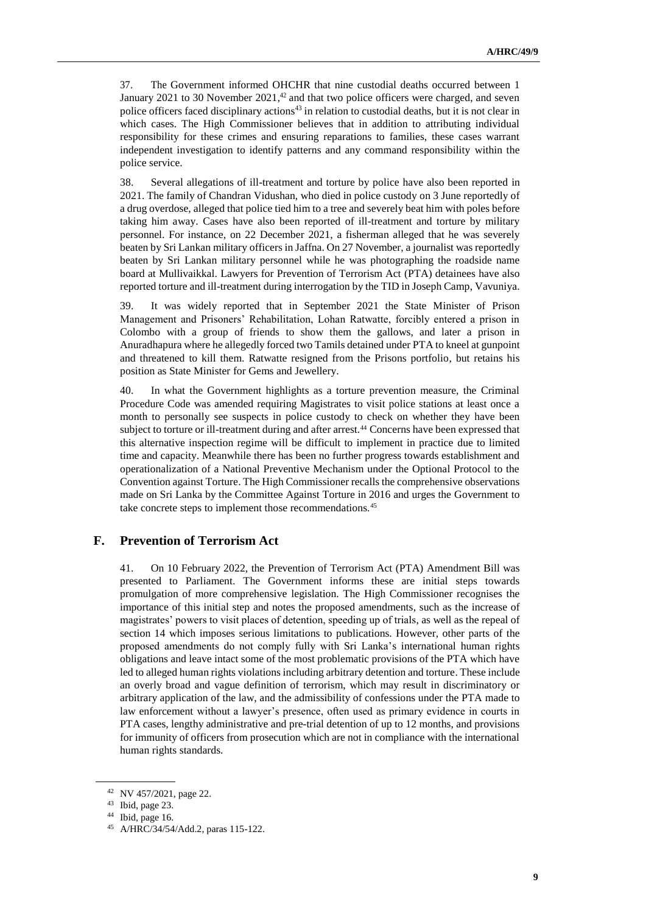37. The Government informed OHCHR that nine custodial deaths occurred between 1 January 2021 to 30 November 2021,[42] and that two police officers were charged, and seven police officers faced disciplinary actions[43] in relation to custodial deaths, but it is not clear in which cases. The High Commissioner believes that in addition to attributing individual responsibility for these crimes and ensuring reparations to families, these cases warrant independent investigation to identify patterns and any command responsibility within the police service.

38. Several allegations of ill-treatment and torture by police have also been reported in 2021. The family of Chandran Vidushan, who died in police custody on 3 June reportedly of a drug overdose, alleged that police tied him to a tree and severely beat him with poles before taking him away. Cases have also been reported of ill-treatment and torture by military personnel. For instance, on 22 December 2021, a fisherman alleged that he was severely beaten by Sri Lankan military officers in Jaffna. On 27 November, a journalist was reportedly beaten by Sri Lankan military personnel while he was photographing the roadside name board at Mullivaikkal. Lawyers for Prevention of Terrorism Act (PTA) detainees have also reported torture and ill-treatment during interrogation by the TID in Joseph Camp, Vavuniya.

39. It was widely reported that in September 2021 the State Minister of Prison Management and Prisoners' Rehabilitation, Lohan Ratwatte, forcibly entered a prison in Colombo with a group of friends to show them the gallows, and later a prison in Anuradhapura where he allegedly forced two Tamils detained under PTA to kneel at gunpoint and threatened to kill them. Ratwatte resigned from the Prisons portfolio, but retains his position as State Minister for Gems and Jewellery.

40. In what the Government highlights as a torture prevention measure, the Criminal Procedure Code was amended requiring Magistrates to visit police stations at least once a month to personally see suspects in police custody to check on whether they have been subject to torture or ill-treatment during and after arrest.[44] Concerns have been expressed that this alternative inspection regime will be difficult to implement in practice due to limited time and capacity. Meanwhile there has been no further progress towards establishment and operationalization of a National Preventive Mechanism under the Optional Protocol to the Convention against Torture. The High Commissioner recalls the comprehensive observations made on Sri Lanka by the Committee Against Torture in 2016 and urges the Government to take concrete steps to implement those recommendations.[45]

## F. Prevention of Terrorism Act

41. On 10 February 2022, the Prevention of Terrorism Act (PTA) Amendment Bill was presented to Parliament. The Government informs these are initial steps towards promulgation of more comprehensive legislation. The High Commissioner recognises the importance of this initial step and notes the proposed amendments, such as the increase of magistrates' powers to visit places of detention, speeding up of trials, as well as the repeal of section 14 which imposes serious limitations to publications. However, other parts of the proposed amendments do not comply fully with Sri Lanka's international human rights obligations and leave intact some of the most problematic provisions of the PTA which have led to alleged human rights violations including arbitrary detention and torture. These include an overly broad and vague definition of terrorism, which may result in discriminatory or arbitrary application of the law, and the admissibility of confessions under the PTA made to law enforcement without a lawyer's presence, often used as primary evidence in courts in PTA cases, lengthy administrative and pre-trial detention of up to 12 months, and provisions for immunity of officers from prosecution which are not in compliance with the international human rights standards.

---

[42] NV 457/2021, page 22.

[43] Ibid, page 23.

[44] Ibid, page 16.

[45] A/HRC/34/54/Add.2, paras 115-122.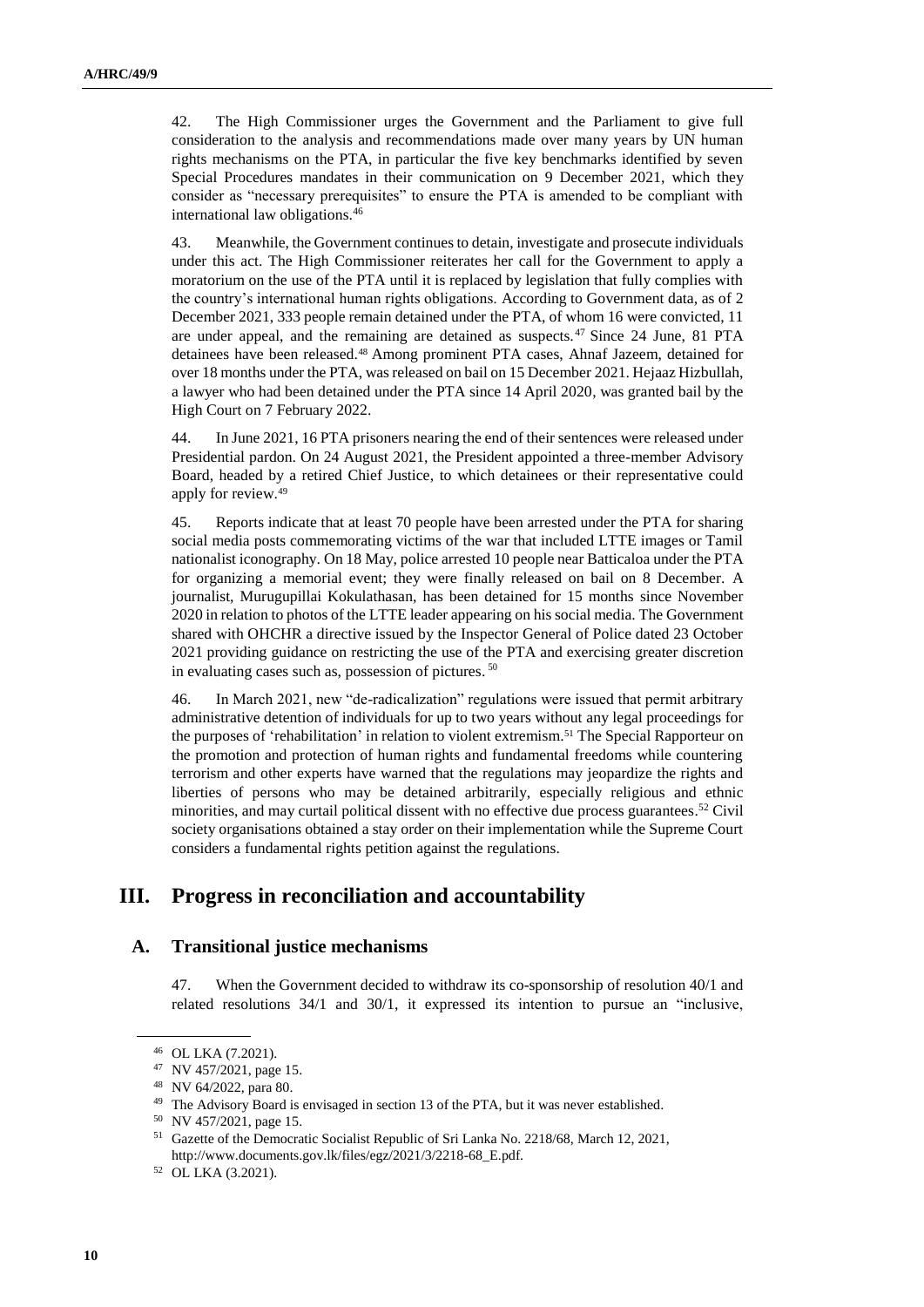42. The High Commissioner urges the Government and the Parliament to give full consideration to the analysis and recommendations made over many years by UN human rights mechanisms on the PTA, in particular the five key benchmarks identified by seven Special Procedures mandates in their communication on 9 December 2021, which they consider as "necessary prerequisites" to ensure the PTA is amended to be compliant with international law obligations.[46]

43. Meanwhile, the Government continues to detain, investigate and prosecute individuals under this act. The High Commissioner reiterates her call for the Government to apply a moratorium on the use of the PTA until it is replaced by legislation that fully complies with the country's international human rights obligations. According to Government data, as of 2 December 2021, 333 people remain detained under the PTA, of whom 16 were convicted, 11 are under appeal, and the remaining are detained as suspects.[47] Since 24 June, 81 PTA detainees have been released.[48] Among prominent PTA cases, Ahnaf Jazeem, detained for over 18 months under the PTA, was released on bail on 15 December 2021. Hejaaz Hizbullah, a lawyer who had been detained under the PTA since 14 April 2020, was granted bail by the High Court on 7 February 2022.

44. In June 2021, 16 PTA prisoners nearing the end of their sentences were released under Presidential pardon. On 24 August 2021, the President appointed a three-member Advisory Board, headed by a retired Chief Justice, to which detainees or their representative could apply for review.[49]

45. Reports indicate that at least 70 people have been arrested under the PTA for sharing social media posts commemorating victims of the war that included LTTE images or Tamil nationalist iconography. On 18 May, police arrested 10 people near Batticaloa under the PTA for organizing a memorial event; they were finally released on bail on 8 December. A journalist, Murugupillai Kokulathasan, has been detained for 15 months since November 2020 in relation to photos of the LTTE leader appearing on his social media. The Government shared with OHCHR a directive issued by the Inspector General of Police dated 23 October 2021 providing guidance on restricting the use of the PTA and exercising greater discretion in evaluating cases such as, possession of pictures.[50]

46. In March 2021, new "de-radicalization" regulations were issued that permit arbitrary administrative detention of individuals for up to two years without any legal proceedings for the purposes of 'rehabilitation' in relation to violent extremism.[51] The Special Rapporteur on the promotion and protection of human rights and fundamental freedoms while countering terrorism and other experts have warned that the regulations may jeopardize the rights and liberties of persons who may be detained arbitrarily, especially religious and ethnic minorities, and may curtail political dissent with no effective due process guarantees.[52] Civil society organisations obtained a stay order on their implementation while the Supreme Court considers a fundamental rights petition against the regulations.

# III. Progress in reconciliation and accountability

## A. Transitional justice mechanisms

47. When the Government decided to withdraw its co-sponsorship of resolution 40/1 and related resolutions 34/1 and 30/1, it expressed its intention to pursue an "inclusive,

---

[46] OL LKA (7.2021).

[47] NV 457/2021, page 15.

[48] NV 64/2022, para 80.

[49] The Advisory Board is envisaged in section 13 of the PTA, but it was never established.

[50] NV 457/2021, page 15.

[51] Gazette of the Democratic Socialist Republic of Sri Lanka No. 2218/68, March 12, 2021, http://www.documents.gov.lk/files/egz/2021/3/2218-68_E.pdf.

[52] OL LKA (3.2021).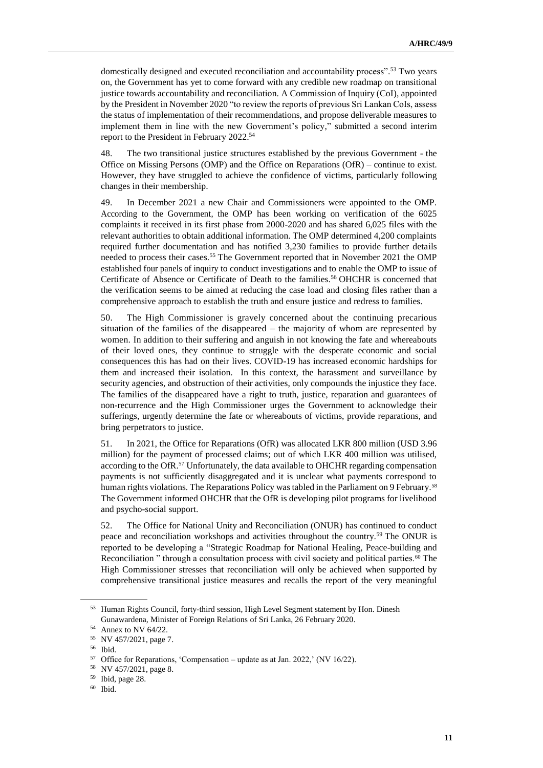domestically designed and executed reconciliation and accountability process".[53] Two years on, the Government has yet to come forward with any credible new roadmap on transitional justice towards accountability and reconciliation. A Commission of Inquiry (CoI), appointed by the President in November 2020 "to review the reports of previous Sri Lankan CoIs, assess the status of implementation of their recommendations, and propose deliverable measures to implement them in line with the new Government's policy," submitted a second interim report to the President in February 2022.[54]

48. The two transitional justice structures established by the previous Government - the Office on Missing Persons (OMP) and the Office on Reparations (OfR) – continue to exist. However, they have struggled to achieve the confidence of victims, particularly following changes in their membership.

49. In December 2021 a new Chair and Commissioners were appointed to the OMP. According to the Government, the OMP has been working on verification of the 6025 complaints it received in its first phase from 2000-2020 and has shared 6,025 files with the relevant authorities to obtain additional information. The OMP determined 4,200 complaints required further documentation and has notified 3,230 families to provide further details needed to process their cases.[55] The Government reported that in November 2021 the OMP established four panels of inquiry to conduct investigations and to enable the OMP to issue of Certificate of Absence or Certificate of Death to the families.[56] OHCHR is concerned that the verification seems to be aimed at reducing the case load and closing files rather than a comprehensive approach to establish the truth and ensure justice and redress to families.

50. The High Commissioner is gravely concerned about the continuing precarious situation of the families of the disappeared – the majority of whom are represented by women. In addition to their suffering and anguish in not knowing the fate and whereabouts of their loved ones, they continue to struggle with the desperate economic and social consequences this has had on their lives. COVID-19 has increased economic hardships for them and increased their isolation. In this context, the harassment and surveillance by security agencies, and obstruction of their activities, only compounds the injustice they face. The families of the disappeared have a right to truth, justice, reparation and guarantees of non-recurrence and the High Commissioner urges the Government to acknowledge their sufferings, urgently determine the fate or whereabouts of victims, provide reparations, and bring perpetrators to justice.

51. In 2021, the Office for Reparations (OfR) was allocated LKR 800 million (USD 3.96 million) for the payment of processed claims; out of which LKR 400 million was utilised, according to the OfR.[57] Unfortunately, the data available to OHCHR regarding compensation payments is not sufficiently disaggregated and it is unclear what payments correspond to human rights violations. The Reparations Policy was tabled in the Parliament on 9 February.[58] The Government informed OHCHR that the OfR is developing pilot programs for livelihood and psycho-social support.

52. The Office for National Unity and Reconciliation (ONUR) has continued to conduct peace and reconciliation workshops and activities throughout the country.[59] The ONUR is reported to be developing a "Strategic Roadmap for National Healing, Peace-building and Reconciliation " through a consultation process with civil society and political parties.[60] The High Commissioner stresses that reconciliation will only be achieved when supported by comprehensive transitional justice measures and recalls the report of the very meaningful

---

[53] Human Rights Council, forty-third session, High Level Segment statement by Hon. Dinesh Gunawardena, Minister of Foreign Relations of Sri Lanka, 26 February 2020.

[54] Annex to NV 64/22.

[55] NV 457/2021, page 7.

[56] Ibid.

[57] Office for Reparations, 'Compensation – update as at Jan. 2022,' (NV 16/22).

[58] NV 457/2021, page 8.

[59] Ibid, page 28.

[60] Ibid.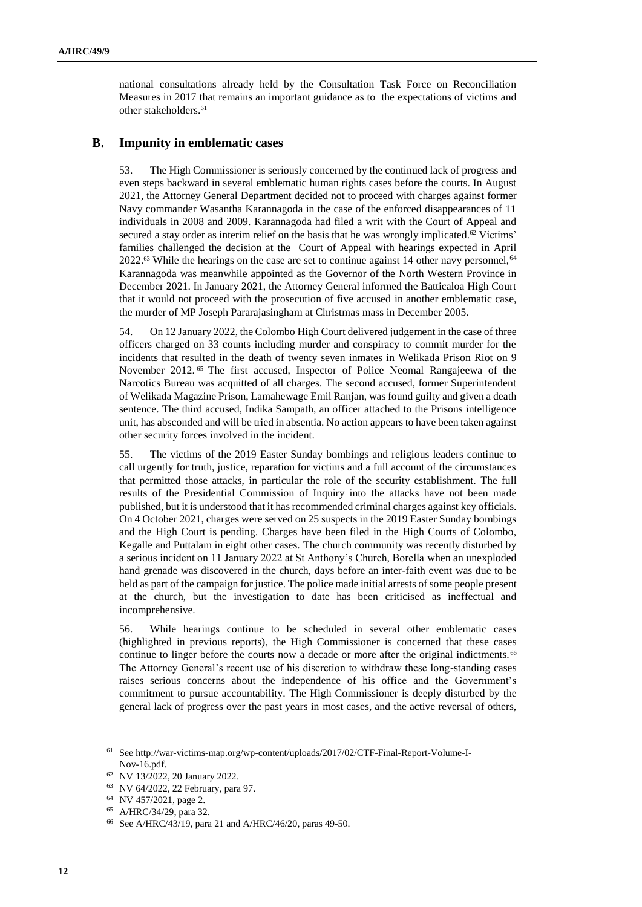national consultations already held by the Consultation Task Force on Reconciliation Measures in 2017 that remains an important guidance as to the expectations of victims and other stakeholders.[61]

## B. Impunity in emblematic cases

53. The High Commissioner is seriously concerned by the continued lack of progress and even steps backward in several emblematic human rights cases before the courts. In August 2021, the Attorney General Department decided not to proceed with charges against former Navy commander Wasantha Karannagoda in the case of the enforced disappearances of 11 individuals in 2008 and 2009. Karannagoda had filed a writ with the Court of Appeal and secured a stay order as interim relief on the basis that he was wrongly implicated.[62] Victims' families challenged the decision at the Court of Appeal with hearings expected in April 2022.[63] While the hearings on the case are set to continue against 14 other navy personnel,[64] Karannagoda was meanwhile appointed as the Governor of the North Western Province in December 2021. In January 2021, the Attorney General informed the Batticaloa High Court that it would not proceed with the prosecution of five accused in another emblematic case, the murder of MP Joseph Pararajasingham at Christmas mass in December 2005.

54. On 12 January 2022, the Colombo High Court delivered judgement in the case of three officers charged on 33 counts including murder and conspiracy to commit murder for the incidents that resulted in the death of twenty seven inmates in Welikada Prison Riot on 9 November 2012.[65] The first accused, Inspector of Police Neomal Rangajeewa of the Narcotics Bureau was acquitted of all charges. The second accused, former Superintendent of Welikada Magazine Prison, Lamahewage Emil Ranjan, was found guilty and given a death sentence. The third accused, Indika Sampath, an officer attached to the Prisons intelligence unit, has absconded and will be tried in absentia. No action appears to have been taken against other security forces involved in the incident.

55. The victims of the 2019 Easter Sunday bombings and religious leaders continue to call urgently for truth, justice, reparation for victims and a full account of the circumstances that permitted those attacks, in particular the role of the security establishment. The full results of the Presidential Commission of Inquiry into the attacks have not been made published, but it is understood that it has recommended criminal charges against key officials. On 4 October 2021, charges were served on 25 suspects in the 2019 Easter Sunday bombings and the High Court is pending. Charges have been filed in the High Courts of Colombo, Kegalle and Puttalam in eight other cases. The church community was recently disturbed by a serious incident on 11 January 2022 at St Anthony's Church, Borella when an unexploded hand grenade was discovered in the church, days before an inter-faith event was due to be held as part of the campaign for justice. The police made initial arrests of some people present at the church, but the investigation to date has been criticised as ineffectual and incomprehensive.

56. While hearings continue to be scheduled in several other emblematic cases (highlighted in previous reports), the High Commissioner is concerned that these cases continue to linger before the courts now a decade or more after the original indictments.[66] The Attorney General's recent use of his discretion to withdraw these long-standing cases raises serious concerns about the independence of his office and the Government's commitment to pursue accountability. The High Commissioner is deeply disturbed by the general lack of progress over the past years in most cases, and the active reversal of others,

---

[61] See http://war-victims-map.org/wp-content/uploads/2017/02/CTF-Final-Report-Volume-I-Nov-16.pdf.

[62] NV 13/2022, 20 January 2022.

[63] NV 64/2022, 22 February, para 97.

[64] NV 457/2021, page 2.

[65] A/HRC/34/29, para 32.

[66] See A/HRC/43/19, para 21 and A/HRC/46/20, paras 49-50.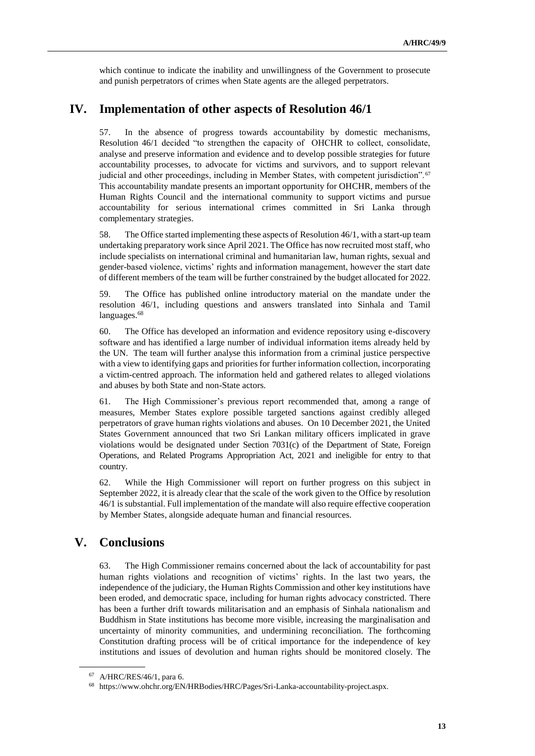which continue to indicate the inability and unwillingness of the Government to prosecute and punish perpetrators of crimes when State agents are the alleged perpetrators.

## IV. Implementation of other aspects of Resolution 46/1

57. In the absence of progress towards accountability by domestic mechanisms, Resolution 46/1 decided "to strengthen the capacity of OHCHR to collect, consolidate, analyse and preserve information and evidence and to develop possible strategies for future accountability processes, to advocate for victims and survivors, and to support relevant judicial and other proceedings, including in Member States, with competent jurisdiction".[67] This accountability mandate presents an important opportunity for OHCHR, members of the Human Rights Council and the international community to support victims and pursue accountability for serious international crimes committed in Sri Lanka through complementary strategies.

58. The Office started implementing these aspects of Resolution 46/1, with a start-up team undertaking preparatory work since April 2021. The Office has now recruited most staff, who include specialists on international criminal and humanitarian law, human rights, sexual and gender-based violence, victims' rights and information management, however the start date of different members of the team will be further constrained by the budget allocated for 2022.

59. The Office has published online introductory material on the mandate under the resolution 46/1, including questions and answers translated into Sinhala and Tamil languages.[68]

60. The Office has developed an information and evidence repository using e-discovery software and has identified a large number of individual information items already held by the UN. The team will further analyse this information from a criminal justice perspective with a view to identifying gaps and priorities for further information collection, incorporating a victim-centred approach. The information held and gathered relates to alleged violations and abuses by both State and non-State actors.

61. The High Commissioner's previous report recommended that, among a range of measures, Member States explore possible targeted sanctions against credibly alleged perpetrators of grave human rights violations and abuses. On 10 December 2021, the United States Government announced that two Sri Lankan military officers implicated in grave violations would be designated under Section 7031(c) of the Department of State, Foreign Operations, and Related Programs Appropriation Act, 2021 and ineligible for entry to that country.

62. While the High Commissioner will report on further progress on this subject in September 2022, it is already clear that the scale of the work given to the Office by resolution 46/1 is substantial. Full implementation of the mandate will also require effective cooperation by Member States, alongside adequate human and financial resources.

## V. Conclusions

63. The High Commissioner remains concerned about the lack of accountability for past human rights violations and recognition of victims' rights. In the last two years, the independence of the judiciary, the Human Rights Commission and other key institutions have been eroded, and democratic space, including for human rights advocacy constricted. There has been a further drift towards militarisation and an emphasis of Sinhala nationalism and Buddhism in State institutions has become more visible, increasing the marginalisation and uncertainty of minority communities, and undermining reconciliation. The forthcoming Constitution drafting process will be of critical importance for the independence of key institutions and issues of devolution and human rights should be monitored closely. The

---

[67] A/HRC/RES/46/1, para 6.

[68] https://www.ohchr.org/EN/HRBodies/HRC/Pages/Sri-Lanka-accountability-project.aspx.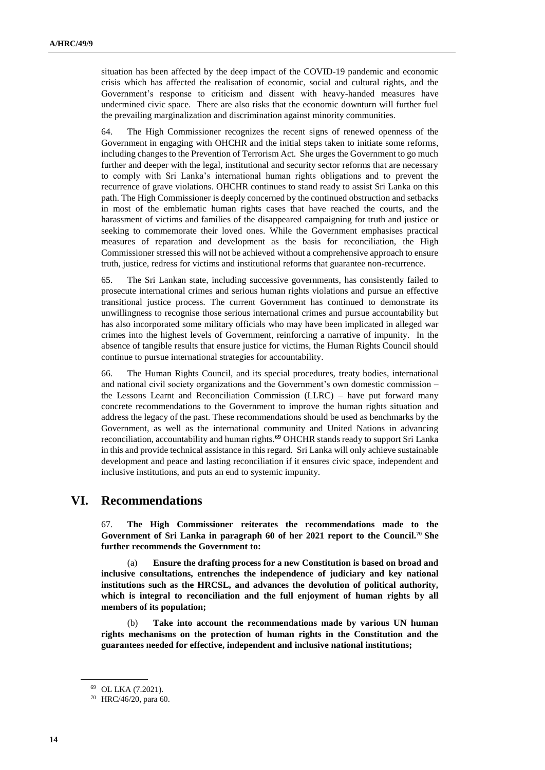situation has been affected by the deep impact of the COVID-19 pandemic and economic crisis which has affected the realisation of economic, social and cultural rights, and the Government's response to criticism and dissent with heavy-handed measures have undermined civic space. There are also risks that the economic downturn will further fuel the prevailing marginalization and discrimination against minority communities.

64. The High Commissioner recognizes the recent signs of renewed openness of the Government in engaging with OHCHR and the initial steps taken to initiate some reforms, including changes to the Prevention of Terrorism Act. She urges the Government to go much further and deeper with the legal, institutional and security sector reforms that are necessary to comply with Sri Lanka's international human rights obligations and to prevent the recurrence of grave violations. OHCHR continues to stand ready to assist Sri Lanka on this path. The High Commissioner is deeply concerned by the continued obstruction and setbacks in most of the emblematic human rights cases that have reached the courts, and the harassment of victims and families of the disappeared campaigning for truth and justice or seeking to commemorate their loved ones. While the Government emphasises practical measures of reparation and development as the basis for reconciliation, the High Commissioner stressed this will not be achieved without a comprehensive approach to ensure truth, justice, redress for victims and institutional reforms that guarantee non-recurrence.

65. The Sri Lankan state, including successive governments, has consistently failed to prosecute international crimes and serious human rights violations and pursue an effective transitional justice process. The current Government has continued to demonstrate its unwillingness to recognise those serious international crimes and pursue accountability but has also incorporated some military officials who may have been implicated in alleged war crimes into the highest levels of Government, reinforcing a narrative of impunity. In the absence of tangible results that ensure justice for victims, the Human Rights Council should continue to pursue international strategies for accountability.

66. The Human Rights Council, and its special procedures, treaty bodies, international and national civil society organizations and the Government's own domestic commission – the Lessons Learnt and Reconciliation Commission (LLRC) – have put forward many concrete recommendations to the Government to improve the human rights situation and address the legacy of the past. These recommendations should be used as benchmarks by the Government, as well as the international community and United Nations in advancing reconciliation, accountability and human rights.[69] OHCHR stands ready to support Sri Lanka in this and provide technical assistance in this regard. Sri Lanka will only achieve sustainable development and peace and lasting reconciliation if it ensures civic space, independent and inclusive institutions, and puts an end to systemic impunity.

## VI. Recommendations

67. **The High Commissioner reiterates the recommendations made to the Government of Sri Lanka in paragraph 60 of her 2021 report to the Council.[70] She further recommends the Government to:**

(a) **Ensure the drafting process for a new Constitution is based on broad and inclusive consultations, entrenches the independence of judiciary and key national institutions such as the HRCSL, and advances the devolution of political authority, which is integral to reconciliation and the full enjoyment of human rights by all members of its population;**

(b) **Take into account the recommendations made by various UN human rights mechanisms on the protection of human rights in the Constitution and the guarantees needed for effective, independent and inclusive national institutions;**

---

[69] OL LKA (7.2021).

[70] HRC/46/20, para 60.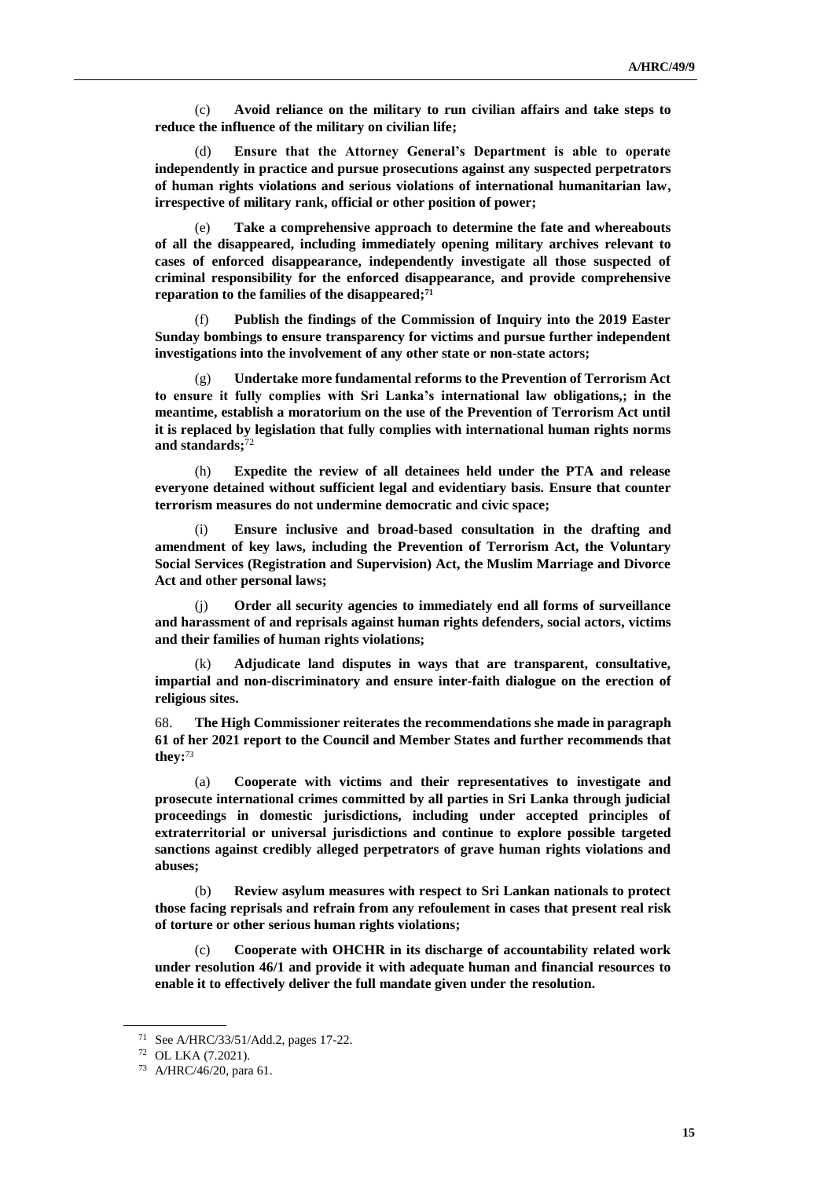(c) **Avoid reliance on the military to run civilian affairs and take steps to reduce the influence of the military on civilian life;**

(d) **Ensure that the Attorney General's Department is able to operate independently in practice and pursue prosecutions against any suspected perpetrators of human rights violations and serious violations of international humanitarian law, irrespective of military rank, official or other position of power;**

(e) **Take a comprehensive approach to determine the fate and whereabouts of all the disappeared, including immediately opening military archives relevant to cases of enforced disappearance, independently investigate all those suspected of criminal responsibility for the enforced disappearance, and provide comprehensive reparation to the families of the disappeared;**[71]

(f) **Publish the findings of the Commission of Inquiry into the 2019 Easter Sunday bombings to ensure transparency for victims and pursue further independent investigations into the involvement of any other state or non-state actors;**

(g) **Undertake more fundamental reforms to the Prevention of Terrorism Act to ensure it fully complies with Sri Lanka's international law obligations,; in the meantime, establish a moratorium on the use of the Prevention of Terrorism Act until it is replaced by legislation that fully complies with international human rights norms and standards;**[72]

(h) **Expedite the review of all detainees held under the PTA and release everyone detained without sufficient legal and evidentiary basis. Ensure that counter terrorism measures do not undermine democratic and civic space;**

(i) **Ensure inclusive and broad-based consultation in the drafting and amendment of key laws, including the Prevention of Terrorism Act, the Voluntary Social Services (Registration and Supervision) Act, the Muslim Marriage and Divorce Act and other personal laws;**

(j) **Order all security agencies to immediately end all forms of surveillance and harassment of and reprisals against human rights defenders, social actors, victims and their families of human rights violations;**

(k) **Adjudicate land disputes in ways that are transparent, consultative, impartial and non-discriminatory and ensure inter-faith dialogue on the erection of religious sites.**

68. **The High Commissioner reiterates the recommendations she made in paragraph 61 of her 2021 report to the Council and Member States and further recommends that they:**[73]

(a) **Cooperate with victims and their representatives to investigate and prosecute international crimes committed by all parties in Sri Lanka through judicial proceedings in domestic jurisdictions, including under accepted principles of extraterritorial or universal jurisdictions and continue to explore possible targeted sanctions against credibly alleged perpetrators of grave human rights violations and abuses;**

(b) **Review asylum measures with respect to Sri Lankan nationals to protect those facing reprisals and refrain from any refoulement in cases that present real risk of torture or other serious human rights violations;**

(c) **Cooperate with OHCHR in its discharge of accountability related work under resolution 46/1 and provide it with adequate human and financial resources to enable it to effectively deliver the full mandate given under the resolution.**

---

[71] See A/HRC/33/51/Add.2, pages 17-22.

[72] OL LKA (7.2021).

[73] A/HRC/46/20, para 61.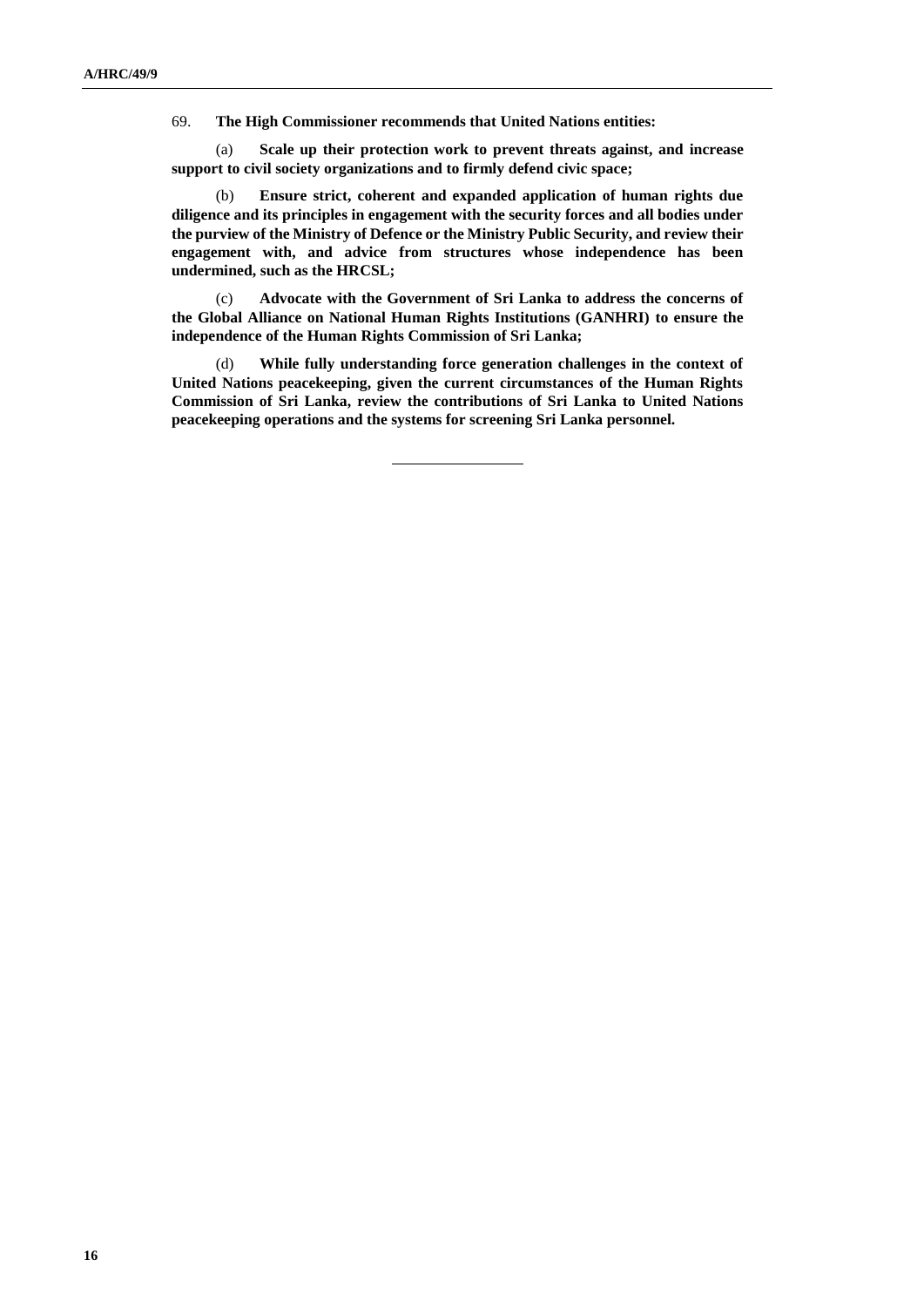69. **The High Commissioner recommends that United Nations entities:**

(a) **Scale up their protection work to prevent threats against, and increase support to civil society organizations and to firmly defend civic space;**

(b) **Ensure strict, coherent and expanded application of human rights due diligence and its principles in engagement with the security forces and all bodies under the purview of the Ministry of Defence or the Ministry Public Security, and review their engagement with, and advice from structures whose independence has been undermined, such as the HRCSL;**

(c) **Advocate with the Government of Sri Lanka to address the concerns of the Global Alliance on National Human Rights Institutions (GANHRI) to ensure the independence of the Human Rights Commission of Sri Lanka;**

(d) **While fully understanding force generation challenges in the context of United Nations peacekeeping, given the current circumstances of the Human Rights Commission of Sri Lanka, review the contributions of Sri Lanka to United Nations peacekeeping operations and the systems for screening Sri Lanka personnel.**